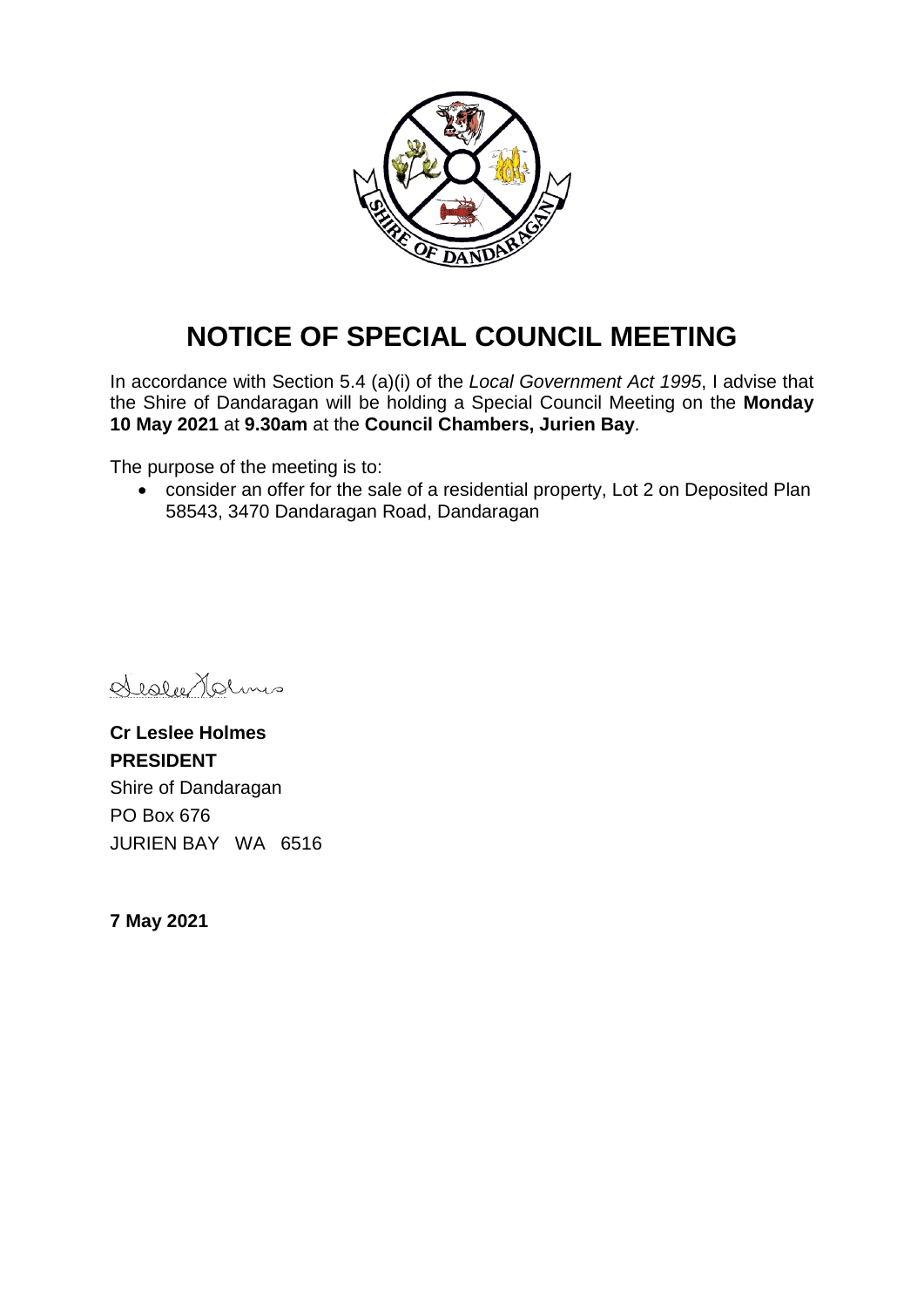# NOTICE OF SPECIAL COUNCIL MEETING

In accordance with Section 5.4 (a)(i) of the *Local Government Act 1995*, I advise that the Shire of Dandaragan will be holding a Special Council Meeting on the **Monday 10 May 2021** at **9.30am** at the **Council Chambers, Jurien Bay**.

The purpose of the meeting is to:

- consider an offer for the sale of a residential property, Lot 2 on Deposited Plan 58543, 3470 Dandaragan Road, Dandaragan

**Cr Leslee Holmes**
**PRESIDENT**
Shire of Dandaragan
PO Box 676
JURIEN BAY WA 6516

**7 May 2021**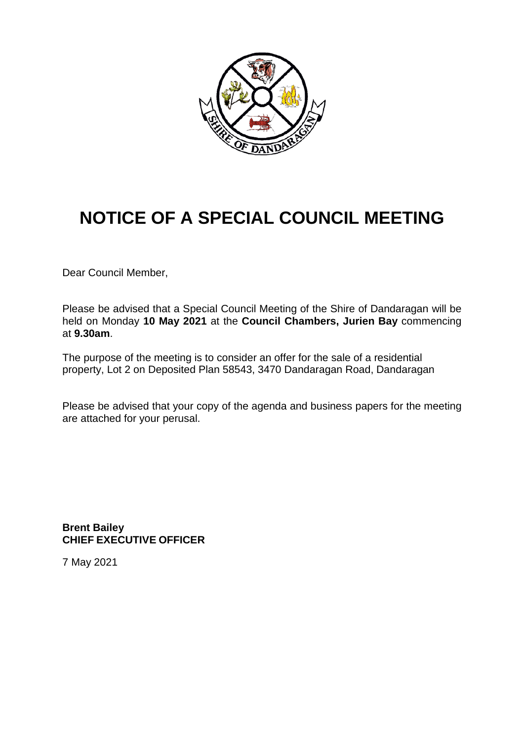# NOTICE OF A SPECIAL COUNCIL MEETING

Dear Council Member,

Please be advised that a Special Council Meeting of the Shire of Dandaragan will be held on Monday **10 May 2021** at the **Council Chambers, Jurien Bay** commencing at **9.30am**.

The purpose of the meeting is to consider an offer for the sale of a residential property, Lot 2 on Deposited Plan 58543, 3470 Dandaragan Road, Dandaragan

Please be advised that your copy of the agenda and business papers for the meeting are attached for your perusal.

**Brent Bailey**
**CHIEF EXECUTIVE OFFICER**

7 May 2021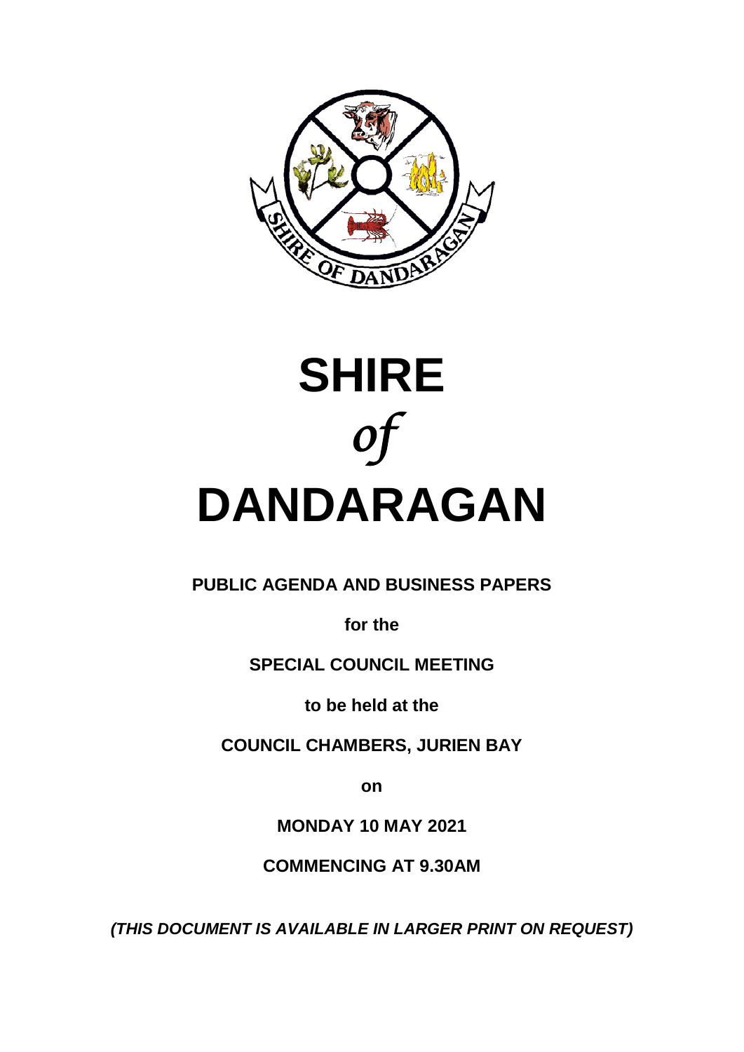# SHIRE

*of*

# DANDARAGAN

**PUBLIC AGENDA AND BUSINESS PAPERS**

**for the**

**SPECIAL COUNCIL MEETING**

**to be held at the**

**COUNCIL CHAMBERS, JURIEN BAY**

**on**

**MONDAY 10 MAY 2021**

**COMMENCING AT 9.30AM**

***(THIS DOCUMENT IS AVAILABLE IN LARGER PRINT ON REQUEST)***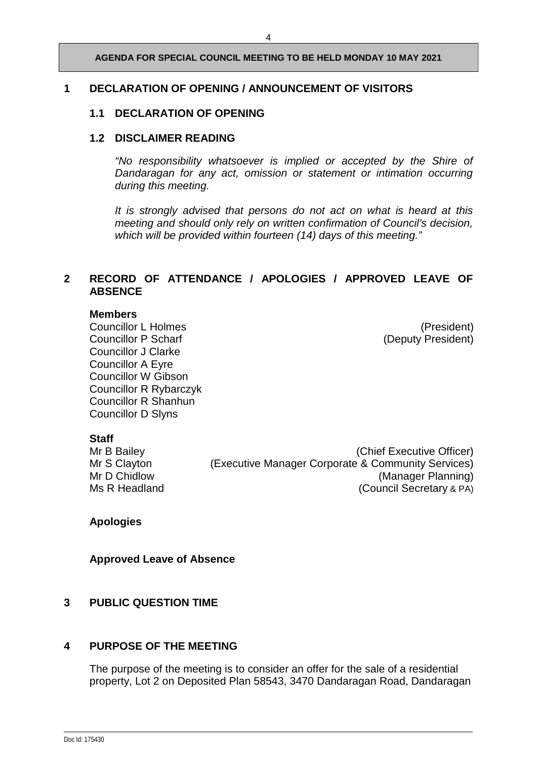# 1 DECLARATION OF OPENING / ANNOUNCEMENT OF VISITORS

## 1.1 DECLARATION OF OPENING

## 1.2 DISCLAIMER READING

*"No responsibility whatsoever is implied or accepted by the Shire of Dandaragan for any act, omission or statement or intimation occurring during this meeting.*

*It is strongly advised that persons do not act on what is heard at this meeting and should only rely on written confirmation of Council's decision, which will be provided within fourteen (14) days of this meeting."*

# 2 RECORD OF ATTENDANCE / APOLOGIES / APPROVED LEAVE OF ABSENCE

**Members**

| | |
|---|---|
| Councillor L Holmes | (President) |
| Councillor P Scharf | (Deputy President) |
| Councillor J Clarke | |
| Councillor A Eyre | |
| Councillor W Gibson | |
| Councillor R Rybarczyk | |
| Councillor R Shanhun | |
| Councillor D Slyns | |

**Staff**

| | |
|---|---|
| Mr B Bailey | (Chief Executive Officer) |
| Mr S Clayton | (Executive Manager Corporate & Community Services) |
| Mr D Chidlow | (Manager Planning) |
| Ms R Headland | (Council Secretary & PA) |

**Apologies**

**Approved Leave of Absence**

# 3 PUBLIC QUESTION TIME

# 4 PURPOSE OF THE MEETING

The purpose of the meeting is to consider an offer for the sale of a residential property, Lot 2 on Deposited Plan 58543, 3470 Dandaragan Road, Dandaragan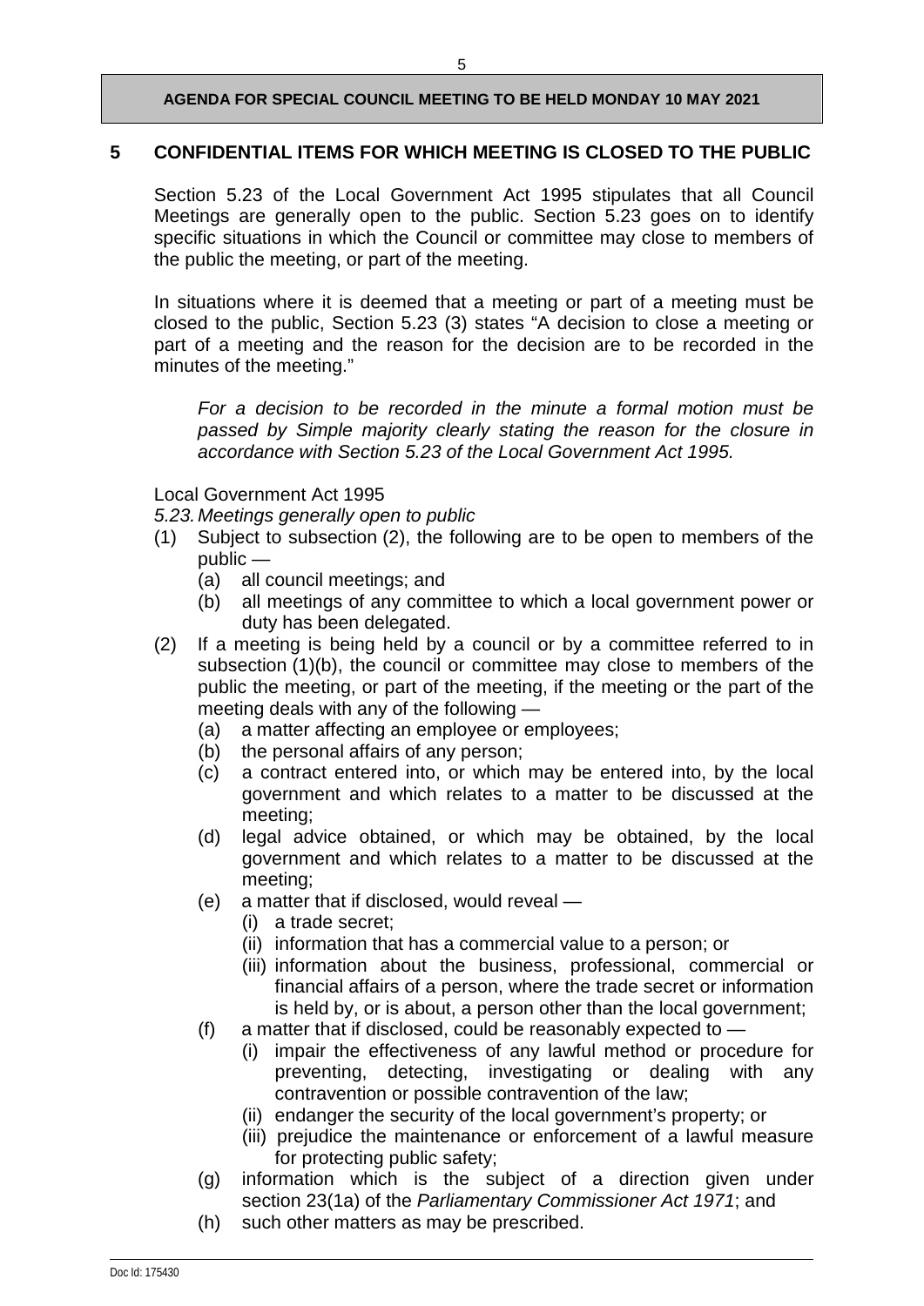## 5 CONFIDENTIAL ITEMS FOR WHICH MEETING IS CLOSED TO THE PUBLIC

Section 5.23 of the Local Government Act 1995 stipulates that all Council Meetings are generally open to the public. Section 5.23 goes on to identify specific situations in which the Council or committee may close to members of the public the meeting, or part of the meeting.

In situations where it is deemed that a meeting or part of a meeting must be closed to the public, Section 5.23 (3) states "A decision to close a meeting or part of a meeting and the reason for the decision are to be recorded in the minutes of the meeting."

> *For a decision to be recorded in the minute a formal motion must be passed by Simple majority clearly stating the reason for the closure in accordance with Section 5.23 of the Local Government Act 1995.*

Local Government Act 1995

*5.23. Meetings generally open to public*

(1) Subject to subsection (2), the following are to be open to members of the public —
  - (a) all council meetings; and
  - (b) all meetings of any committee to which a local government power or duty has been delegated.

(2) If a meeting is being held by a council or by a committee referred to in subsection (1)(b), the council or committee may close to members of the public the meeting, or part of the meeting, if the meeting or the part of the meeting deals with any of the following —
  - (a) a matter affecting an employee or employees;
  - (b) the personal affairs of any person;
  - (c) a contract entered into, or which may be entered into, by the local government and which relates to a matter to be discussed at the meeting;
  - (d) legal advice obtained, or which may be obtained, by the local government and which relates to a matter to be discussed at the meeting;
  - (e) a matter that if disclosed, would reveal —
    - (i) a trade secret;
    - (ii) information that has a commercial value to a person; or
    - (iii) information about the business, professional, commercial or financial affairs of a person, where the trade secret or information is held by, or is about, a person other than the local government;
  - (f) a matter that if disclosed, could be reasonably expected to —
    - (i) impair the effectiveness of any lawful method or procedure for preventing, detecting, investigating or dealing with any contravention or possible contravention of the law;
    - (ii) endanger the security of the local government's property; or
    - (iii) prejudice the maintenance or enforcement of a lawful measure for protecting public safety;
  - (g) information which is the subject of a direction given under section 23(1a) of the *Parliamentary Commissioner Act 1971*; and
  - (h) such other matters as may be prescribed.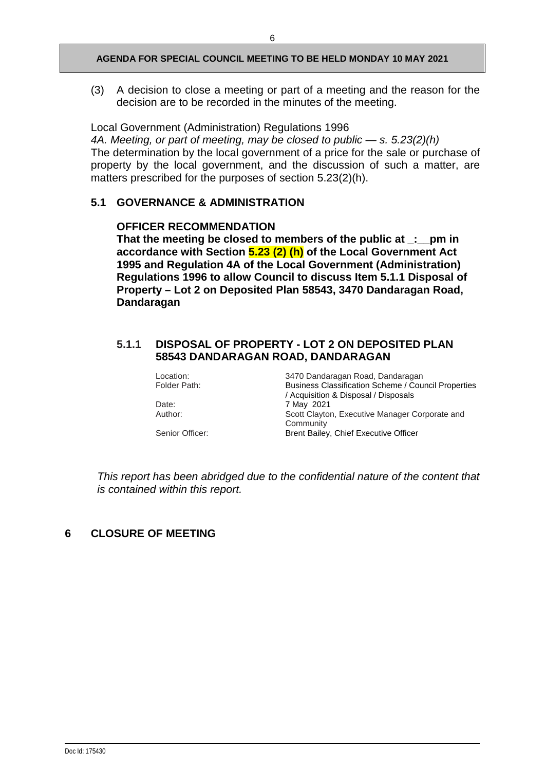(3) A decision to close a meeting or part of a meeting and the reason for the decision are to be recorded in the minutes of the meeting.

Local Government (Administration) Regulations 1996

*4A. Meeting, or part of meeting, may be closed to public — s. 5.23(2)(h)*

The determination by the local government of a price for the sale or purchase of property by the local government, and the discussion of such a matter, are matters prescribed for the purposes of section 5.23(2)(h).

## 5.1 GOVERNANCE & ADMINISTRATION

**OFFICER RECOMMENDATION**

**That the meeting be closed to members of the public at _:__pm in accordance with Section 5.23 (2) (h) of the Local Government Act 1995 and Regulation 4A of the Local Government (Administration) Regulations 1996 to allow Council to discuss Item 5.1.1 Disposal of Property – Lot 2 on Deposited Plan 58543, 3470 Dandaragan Road, Dandaragan**

### 5.1.1 DISPOSAL OF PROPERTY - LOT 2 ON DEPOSITED PLAN 58543 DANDARAGAN ROAD, DANDARAGAN

| | |
|---|---|
| Location: | 3470 Dandaragan Road, Dandaragan |
| Folder Path: | Business Classification Scheme / Council Properties / Acquisition & Disposal / Disposals |
| Date: | 7 May 2021 |
| Author: | Scott Clayton, Executive Manager Corporate and Community |
| Senior Officer: | Brent Bailey, Chief Executive Officer |

*This report has been abridged due to the confidential nature of the content that is contained within this report.*

## 6 CLOSURE OF MEETING